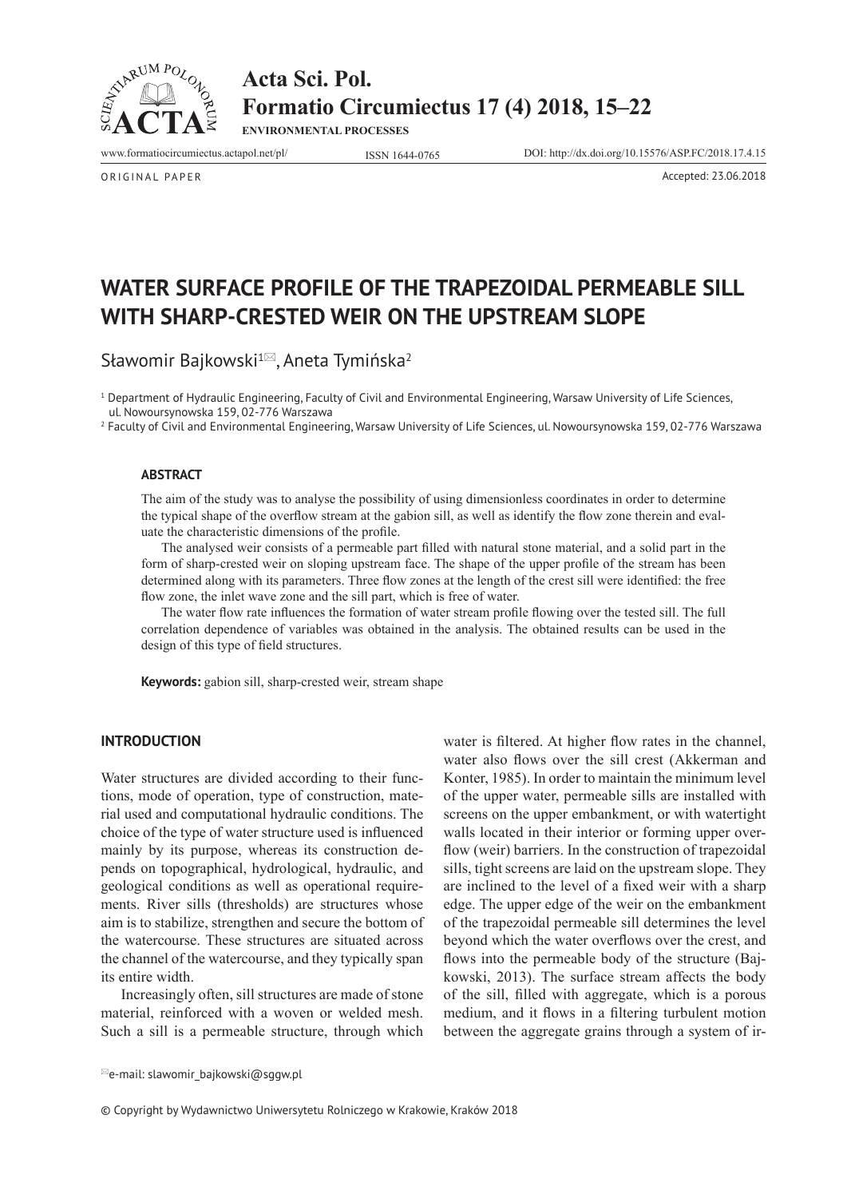ORIGINAL PAPER

Accepted: 23.06.2018

# WATER SURFACE PROFILE OF THE TRAPEZOIDAL PERMEABLE SILL WITH SHARP-CRESTED WEIR ON THE UPSTREAM SLOPE

Sławomir Bajkowski[1✉], Aneta Tymińska[2]

[1] Department of Hydraulic Engineering, Faculty of Civil and Environmental Engineering, Warsaw University of Life Sciences, ul. Nowoursynowska 159, 02-776 Warszawa

[2] Faculty of Civil and Environmental Engineering, Warsaw University of Life Sciences, ul. Nowoursynowska 159, 02-776 Warszawa

### ABSTRACT

The aim of the study was to analyse the possibility of using dimensionless coordinates in order to determine the typical shape of the overflow stream at the gabion sill, as well as identify the flow zone therein and evaluate the characteristic dimensions of the profile.

The analysed weir consists of a permeable part filled with natural stone material, and a solid part in the form of sharp-crested weir on sloping upstream face. The shape of the upper profile of the stream has been determined along with its parameters. Three flow zones at the length of the crest sill were identified: the free flow zone, the inlet wave zone and the sill part, which is free of water.

The water flow rate influences the formation of water stream profile flowing over the tested sill. The full correlation dependence of variables was obtained in the analysis. The obtained results can be used in the design of this type of field structures.

**Keywords:** gabion sill, sharp-crested weir, stream shape

## INTRODUCTION

Water structures are divided according to their functions, mode of operation, type of construction, material used and computational hydraulic conditions. The choice of the type of water structure used is influenced mainly by its purpose, whereas its construction depends on topographical, hydrological, hydraulic, and geological conditions as well as operational requirements. River sills (thresholds) are structures whose aim is to stabilize, strengthen and secure the bottom of the watercourse. These structures are situated across the channel of the watercourse, and they typically span its entire width.

Increasingly often, sill structures are made of stone material, reinforced with a woven or welded mesh. Such a sill is a permeable structure, through which water is filtered. At higher flow rates in the channel, water also flows over the sill crest (Akkerman and Konter, 1985). In order to maintain the minimum level of the upper water, permeable sills are installed with screens on the upper embankment, or with watertight walls located in their interior or forming upper overflow (weir) barriers. In the construction of trapezoidal sills, tight screens are laid on the upstream slope. They are inclined to the level of a fixed weir with a sharp edge. The upper edge of the weir on the embankment of the trapezoidal permeable sill determines the level beyond which the water overflows over the crest, and flows into the permeable body of the structure (Bajkowski, 2013). The surface stream affects the body of the sill, filled with aggregate, which is a porous medium, and it flows in a filtering turbulent motion between the aggregate grains through a system of ir-

✉e-mail: slawomir_bajkowski@sggw.pl

© Copyright by Wydawnictwo Uniwersytetu Rolniczego w Krakowie, Kraków 2018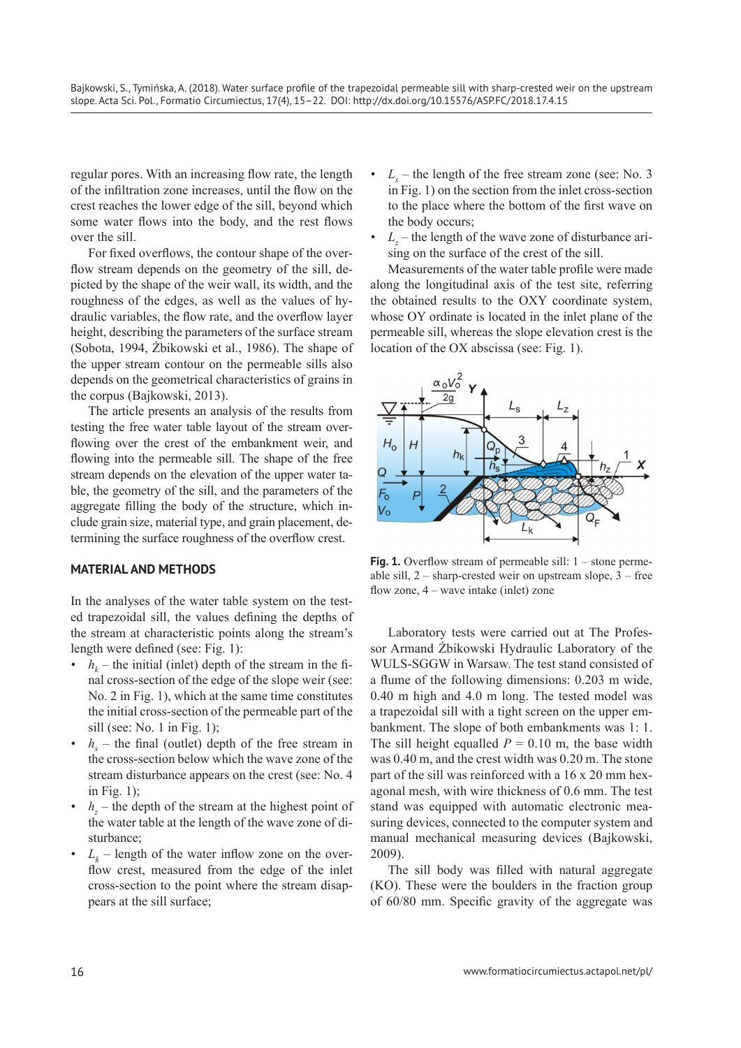regular pores. With an increasing flow rate, the length of the infiltration zone increases, until the flow on the crest reaches the lower edge of the sill, beyond which some water flows into the body, and the rest flows over the sill.

For fixed overflows, the contour shape of the overflow stream depends on the geometry of the sill, depicted by the shape of the weir wall, its width, and the roughness of the edges, as well as the values of hydraulic variables, the flow rate, and the overflow layer height, describing the parameters of the surface stream (Sobota, 1994, Żbikowski et al., 1986). The shape of the upper stream contour on the permeable sills also depends on the geometrical characteristics of grains in the corpus (Bajkowski, 2013).

The article presents an analysis of the results from testing the free water table layout of the stream overflowing over the crest of the embankment weir, and flowing into the permeable sill. The shape of the free stream depends on the elevation of the upper water table, the geometry of the sill, and the parameters of the aggregate filling the body of the structure, which include grain size, material type, and grain placement, determining the surface roughness of the overflow crest.

## MATERIAL AND METHODS

In the analyses of the water table system on the tested trapezoidal sill, the values defining the depths of the stream at characteristic points along the stream's length were defined (see: Fig. 1):

- $h_k$ – the initial (inlet) depth of the stream in the final cross-section of the edge of the slope weir (see: No. 2 in Fig. 1), which at the same time constitutes the initial cross-section of the permeable part of the sill (see: No. 1 in Fig. 1);
- $h_s$ – the final (outlet) depth of the free stream in the cross-section below which the wave zone of the stream disturbance appears on the crest (see: No. 4 in Fig. 1);
- $h_z$ – the depth of the stream at the highest point of the water table at the length of the wave zone of disturbance;
- $L_k$ – length of the water inflow zone on the overflow crest, measured from the edge of the inlet cross-section to the point where the stream disappears at the sill surface;
- $L_s$ – the length of the free stream zone (see: No. 3 in Fig. 1) on the section from the inlet cross-section to the place where the bottom of the first wave on the body occurs;
- $L_z$ – the length of the wave zone of disturbance arising on the surface of the crest of the sill.

Measurements of the water table profile were made along the longitudinal axis of the test site, referring the obtained results to the OXY coordinate system, whose OY ordinate is located in the inlet plane of the permeable sill, whereas the slope elevation crest is the location of the OX abscissa (see: Fig. 1).

**Fig. 1.** Overflow stream of permeable sill: 1 – stone permeable sill, 2 – sharp-crested weir on upstream slope, 3 – free flow zone, 4 – wave intake (inlet) zone

Laboratory tests were carried out at The Professor Armand Żbikowski Hydraulic Laboratory of the WULS-SGGW in Warsaw. The test stand consisted of a flume of the following dimensions: 0.203 m wide, 0.40 m high and 4.0 m long. The tested model was a trapezoidal sill with a tight screen on the upper embankment. The slope of both embankments was 1: 1. The sill height equalled $P$ = 0.10 m, the base width was 0.40 m, and the crest width was 0.20 m. The stone part of the sill was reinforced with a 16 x 20 mm hexagonal mesh, with wire thickness of 0.6 mm. The test stand was equipped with automatic electronic measuring devices, connected to the computer system and manual mechanical measuring devices (Bajkowski, 2009).

The sill body was filled with natural aggregate (KO). These were the boulders in the fraction group of 60/80 mm. Specific gravity of the aggregate was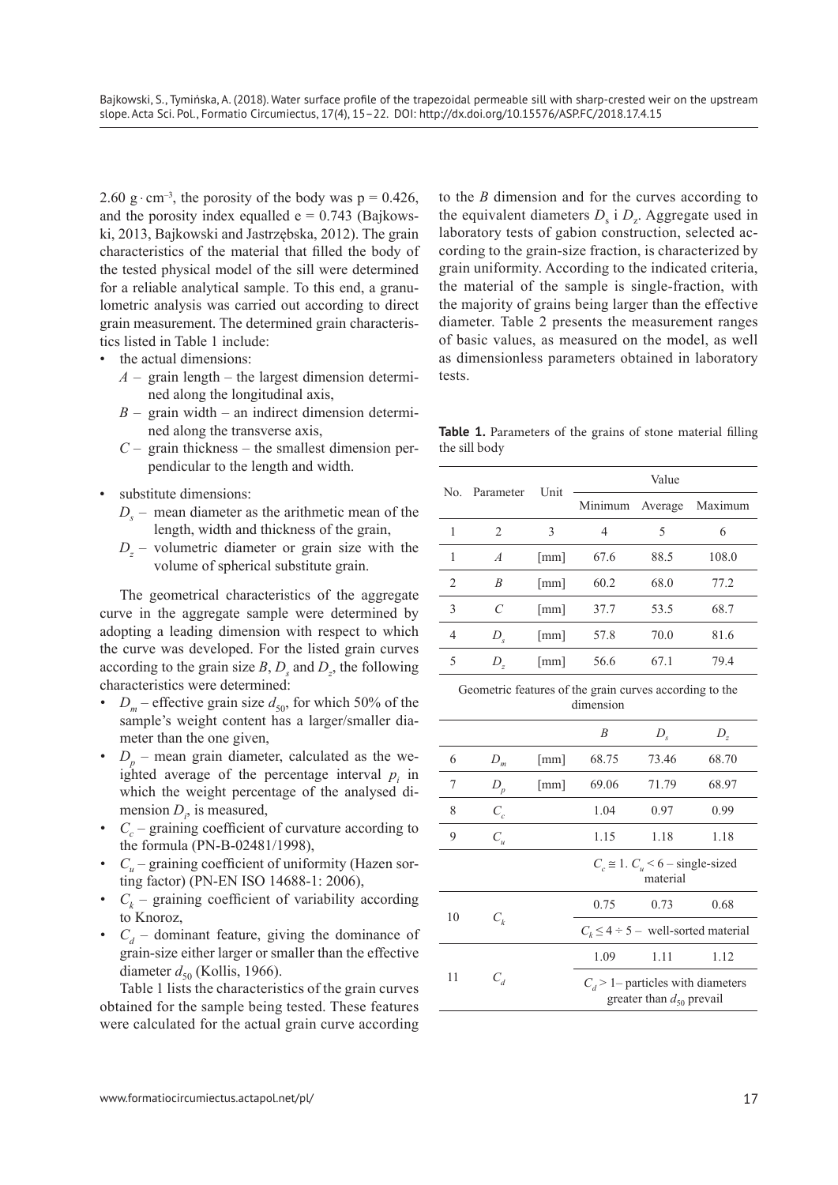2.60 g · cm$^{-3}$, the porosity of the body was p = 0.426, and the porosity index equalled e = 0.743 (Bajkowski, 2013, Bajkowski and Jastrzębska, 2012). The grain characteristics of the material that filled the body of the tested physical model of the sill were determined for a reliable analytical sample. To this end, a granulometric analysis was carried out according to direct grain measurement. The determined grain characteristics listed in Table 1 include:

- the actual dimensions:
  - $A$ – grain length – the largest dimension determined along the longitudinal axis,
  - $B$ – grain width – an indirect dimension determined along the transverse axis,
  - $C$ – grain thickness – the smallest dimension perpendicular to the length and width.
- substitute dimensions:
  - $D_s$ – mean diameter as the arithmetic mean of the length, width and thickness of the grain,
  - $D_z$ – volumetric diameter or grain size with the volume of spherical substitute grain.

The geometrical characteristics of the aggregate curve in the aggregate sample were determined by adopting a leading dimension with respect to which the curve was developed. For the listed grain curves according to the grain size $B$, $D_s$ and $D_z$, the following characteristics were determined:

- $D_m$ – effective grain size $d_{50}$, for which 50% of the sample's weight content has a larger/smaller diameter than the one given,
- $D_p$ – mean grain diameter, calculated as the weighted average of the percentage interval $p_i$ in which the weight percentage of the analysed dimension $D_i$, is measured,
- $C_c$ – graining coefficient of curvature according to the formula (PN-B-02481/1998),
- $C_u$ – graining coefficient of uniformity (Hazen sorting factor) (PN-EN ISO 14688-1: 2006),
- $C_k$ – graining coefficient of variability according to Knoroz,
- $C_d$ – dominant feature, giving the dominance of grain-size either larger or smaller than the effective diameter $d_{50}$ (Kollis, 1966).

Table 1 lists the characteristics of the grain curves obtained for the sample being tested. These features were calculated for the actual grain curve according to the $B$ dimension and for the curves according to the equivalent diameters $D_s$ i $D_z$. Aggregate used in laboratory tests of gabion construction, selected according to the grain-size fraction, is characterized by grain uniformity. According to the indicated criteria, the material of the sample is single-fraction, with the majority of grains being larger than the effective diameter. Table 2 presents the measurement ranges of basic values, as measured on the model, as well as dimensionless parameters obtained in laboratory tests.

**Table 1.** Parameters of the grains of stone material filling the sill body

| No. | Parameter | Unit | Value | | |
|---|---|---|---|---|---|
| | | | Minimum | Average | Maximum |
| 1 | 2 | 3 | 4 | 5 | 6 |
| 1 | $A$ | [mm] | 67.6 | 88.5 | 108.0 |
| 2 | $B$ | [mm] | 60.2 | 68.0 | 77.2 |
| 3 | $C$ | [mm] | 37.7 | 53.5 | 68.7 |
| 4 | $D_s$ | [mm] | 57.8 | 70.0 | 81.6 |
| 5 | $D_z$ | [mm] | 56.6 | 67.1 | 79.4 |
| Geometric features of the grain curves according to the dimension | | | | | |
| | | | $B$ | $D_s$ | $D_z$ |
| 6 | $D_m$ | [mm] | 68.75 | 73.46 | 68.70 |
| 7 | $D_p$ | [mm] | 69.06 | 71.79 | 68.97 |
| 8 | $C_c$ | | 1.04 | 0.97 | 0.99 |
| 9 | $C_u$ | | 1.15 | 1.18 | 1.18 |
| | | | $C_c \cong 1$. $C_u < 6$ – single-sized material | | |
| 10 | $C_k$ | | 0.75 | 0.73 | 0.68 |
| | | | $C_k \leq 4 \div 5$ – well-sorted material | | |
| 11 | $C_d$ | | 1.09 | 1.11 | 1.12 |
| | | | $C_d > 1$ – particles with diameters greater than $d_{50}$ prevail | | |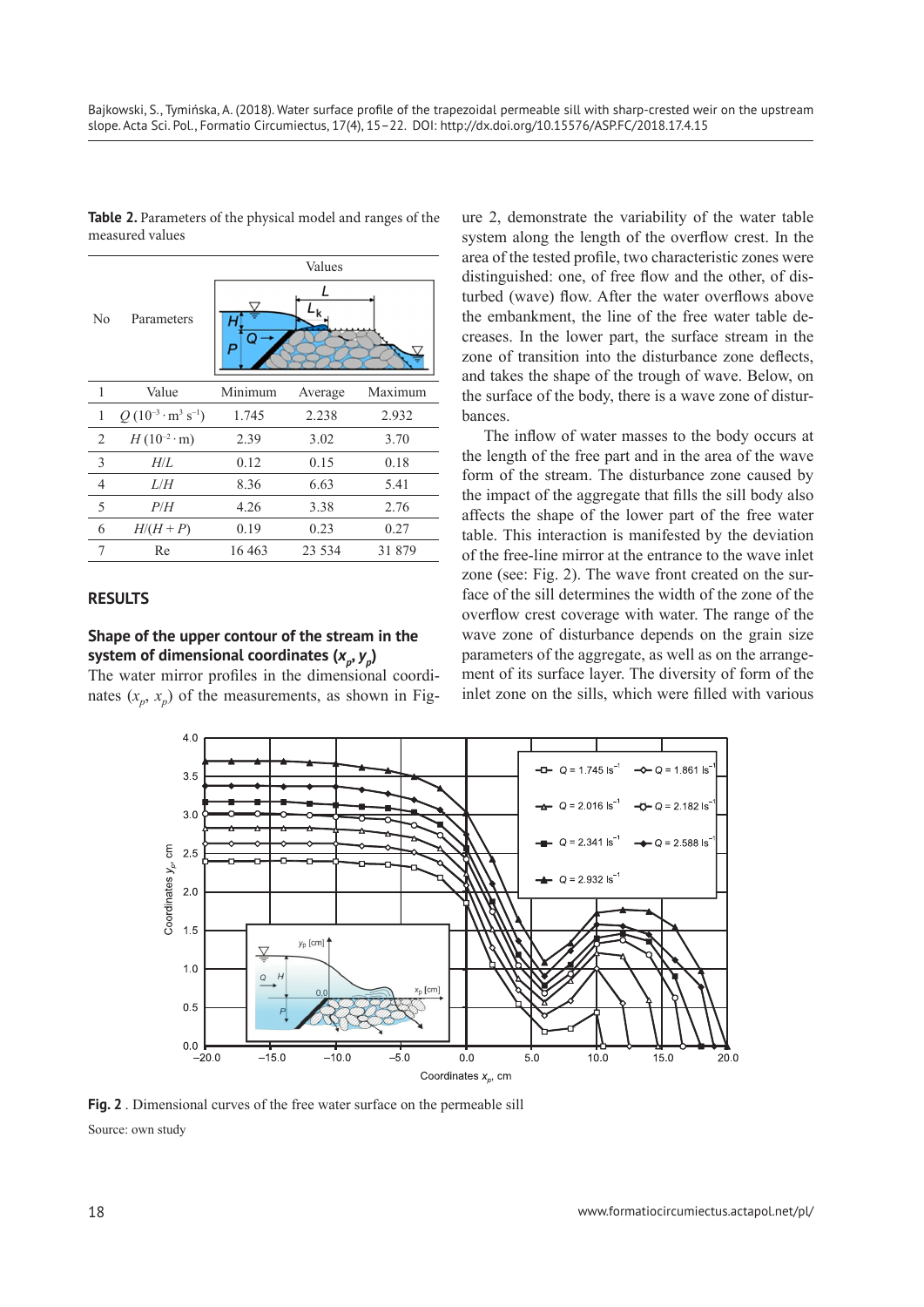**Table 2.** Parameters of the physical model and ranges of the measured values

| No | Parameters | Values | | |
|---|---|---|---|---|
| 1 | Value | Minimum | Average | Maximum |
| 1 | $Q$ ($10^{-3} \cdot$ m$^3$ s$^{-1}$) | 1.745 | 2.238 | 2.932 |
| 2 | $H$ ($10^{-2} \cdot$ m) | 2.39 | 3.02 | 3.70 |
| 3 | $H/L$ | 0.12 | 0.15 | 0.18 |
| 4 | $L/H$ | 8.36 | 6.63 | 5.41 |
| 5 | $P/H$ | 4.26 | 3.38 | 2.76 |
| 6 | $H/(H + P)$ | 0.19 | 0.23 | 0.27 |
| 7 | Re | 16 463 | 23 534 | 31 879 |

## RESULTS

### Shape of the upper contour of the stream in the system of dimensional coordinates ($x_p$, $y_p$)

The water mirror profiles in the dimensional coordinates ($x_p$, $x_p$) of the measurements, as shown in Figure 2, demonstrate the variability of the water table system along the length of the overflow crest. In the area of the tested profile, two characteristic zones were distinguished: one, of free flow and the other, of disturbed (wave) flow. After the water overflows above the embankment, the line of the free water table decreases. In the lower part, the surface stream in the zone of transition into the disturbance zone deflects, and takes the shape of the trough of wave. Below, on the surface of the body, there is a wave zone of disturbances.

The inflow of water masses to the body occurs at the length of the free part and in the area of the wave form of the stream. The disturbance zone caused by the impact of the aggregate that fills the sill body also affects the shape of the lower part of the free water table. This interaction is manifested by the deviation of the free-line mirror at the entrance to the wave inlet zone (see: Fig. 2). The wave front created on the surface of the sill determines the width of the zone of the overflow crest coverage with water. The range of the wave zone of disturbance depends on the grain size parameters of the aggregate, as well as on the arrangement of its surface layer. The diversity of form of the inlet zone on the sills, which were filled with various

**Fig. 2** . Dimensional curves of the free water surface on the permeable sill

Source: own study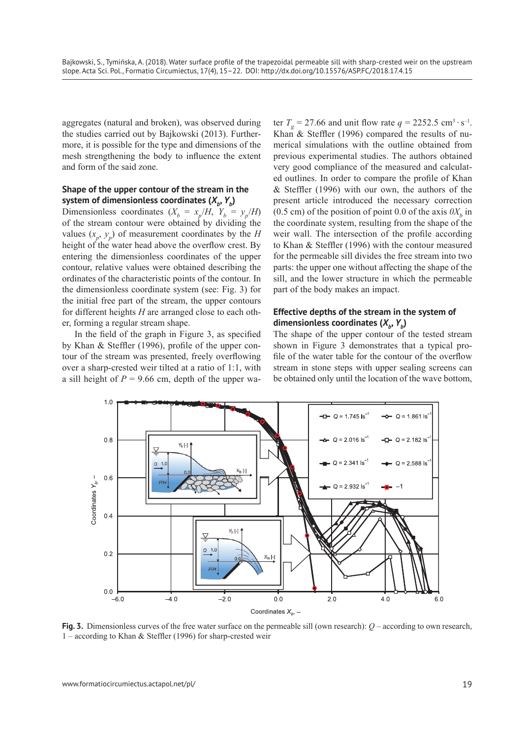aggregates (natural and broken), was observed during the studies carried out by Bajkowski (2013). Furthermore, it is possible for the type and dimensions of the mesh strengthening the body to influence the extent and form of the said zone.

### Shape of the upper contour of the stream in the system of dimensionless coordinates ($X_b$, $Y_b$)

Dimensionless coordinates ($X_b = x_p/H$, $Y_b = y_p/H$) of the stream contour were obtained by dividing the values ($x_p$, $y_p$) of measurement coordinates by the $H$ height of the water head above the overflow crest. By entering the dimensionless coordinates of the upper contour, relative values were obtained describing the ordinates of the characteristic points of the contour. In the dimensionless coordinate system (see: Fig. 3) for the initial free part of the stream, the upper contours for different heights $H$ are arranged close to each other, forming a regular stream shape.

In the field of the graph in Figure 3, as specified by Khan & Steffler (1996), profile of the upper contour of the stream was presented, freely overflowing over a sharp-crested weir tilted at a ratio of 1:1, with a sill height of $P = 9.66$ cm, depth of the upper water $T_g = 27.66$ and unit flow rate $q = 2252.5$ $cm^3 \cdot s^{-1}$. Khan & Steffler (1996) compared the results of numerical simulations with the outline obtained from previous experimental studies. The authors obtained very good compliance of the measured and calculated outlines. In order to compare the profile of Khan & Steffler (1996) with our own, the authors of the present article introduced the necessary correction (0.5 cm) of the position of point 0.0 of the axis $0X_b$ in the coordinate system, resulting from the shape of the weir wall. The intersection of the profile according to Khan & Steffler (1996) with the contour measured for the permeable sill divides the free stream into two parts: the upper one without affecting the shape of the sill, and the lower structure in which the permeable part of the body makes an impact.

### Effective depths of the stream in the system of dimensionless coordinates ($X_b$, $Y_b$)

The shape of the upper contour of the tested stream shown in Figure 3 demonstrates that a typical profile of the water table for the contour of the overflow stream in stone steps with upper sealing screens can be obtained only until the location of the wave bottom,

**Fig. 3.** Dimensionless curves of the free water surface on the permeable sill (own research): $Q$ – according to own research, 1 – according to Khan & Steffler (1996) for sharp-crested weir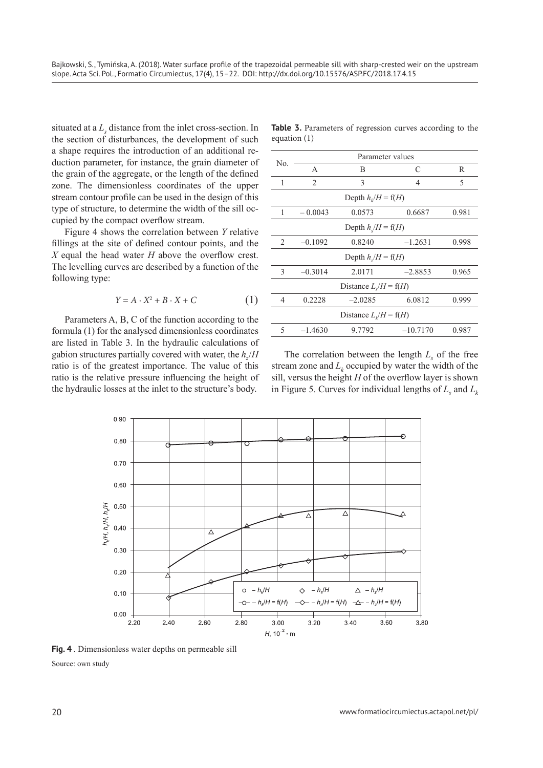situated at a $L_s$ distance from the inlet cross-section. In the section of disturbances, the development of such a shape requires the introduction of an additional reduction parameter, for instance, the grain diameter of the grain of the aggregate, or the length of the defined zone. The dimensionless coordinates of the upper stream contour profile can be used in the design of this type of structure, to determine the width of the sill occupied by the compact overflow stream.

Figure 4 shows the correlation between $Y$ relative fillings at the site of defined contour points, and the $X$ equal the head water $H$ above the overflow crest. The levelling curves are described by a function of the following type:

$$Y = A \cdot X^2 + B \cdot X + C \tag{1}$$

Parameters A, B, C of the function according to the formula (1) for the analysed dimensionless coordinates are listed in Table 3. In the hydraulic calculations of gabion structures partially covered with water, the $h_z/H$ ratio is of the greatest importance. The value of this ratio is the relative pressure influencing the height of the hydraulic losses at the inlet to the structure's body.

**Table 3.** Parameters of regression curves according to the equation (1)

| No. | Parameter values | | | |
|---|---|---|---|---|
| | A | B | C | R |
| 1 | 2 | 3 | 4 | 5 |
| | Depth $h_k/H = f(H)$ | | | |
| 1 | – 0.0043 | 0.0573 | 0.6687 | 0.981 |
| | Depth $h_s/H = f(H)$ | | | |
| 2 | –0.1092 | 0.8240 | –1.2631 | 0.998 |
| | Depth $h_z/H = f(H)$ | | | |
| 3 | –0.3014 | 2.0171 | –2.8853 | 0.965 |
| | Distance $L_s/H = f(H)$ | | | |
| 4 | 0.2228 | –2.0285 | 6.0812 | 0.999 |
| | Distance $L_k/H = f(H)$ | | | |
| 5 | –1.4630 | 9.7792 | –10.7170 | 0.987 |

The correlation between the length $L_s$ of the free stream zone and $L_k$ occupied by water the width of the sill, versus the height $H$ of the overflow layer is shown in Figure 5. Curves for individual lengths of $L_s$ and $L_k$

**Fig. 4**. Dimensionless water depths on permeable sill

Source: own study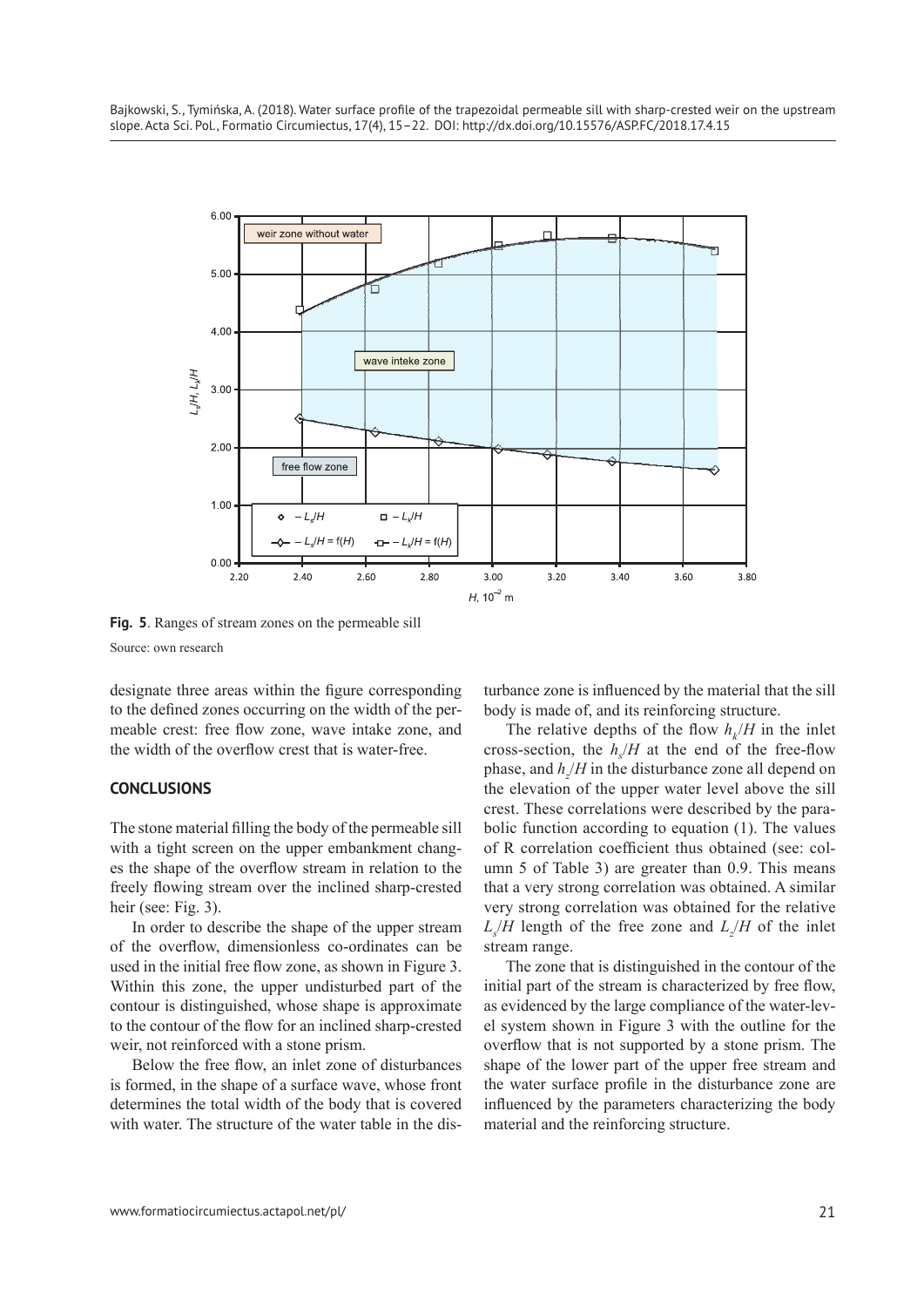**Fig. 5**. Ranges of stream zones on the permeable sill

Source: own research

designate three areas within the figure corresponding to the defined zones occurring on the width of the permeable crest: free flow zone, wave intake zone, and the width of the overflow crest that is water-free.

## CONCLUSIONS

The stone material filling the body of the permeable sill with a tight screen on the upper embankment changes the shape of the overflow stream in relation to the freely flowing stream over the inclined sharp-crested heir (see: Fig. 3).

In order to describe the shape of the upper stream of the overflow, dimensionless co-ordinates can be used in the initial free flow zone, as shown in Figure 3. Within this zone, the upper undisturbed part of the contour is distinguished, whose shape is approximate to the contour of the flow for an inclined sharp-crested weir, not reinforced with a stone prism.

Below the free flow, an inlet zone of disturbances is formed, in the shape of a surface wave, whose front determines the total width of the body that is covered with water. The structure of the water table in the disturbance zone is influenced by the material that the sill body is made of, and its reinforcing structure.

The relative depths of the flow $h_k/H$ in the inlet cross-section, the $h_s/H$ at the end of the free-flow phase, and $h_z/H$ in the disturbance zone all depend on the elevation of the upper water level above the sill crest. These correlations were described by the parabolic function according to equation (1). The values of R correlation coefficient thus obtained (see: column 5 of Table 3) are greater than 0.9. This means that a very strong correlation was obtained. A similar very strong correlation was obtained for the relative $L_s/H$ length of the free zone and $L_z/H$ of the inlet stream range.

The zone that is distinguished in the contour of the initial part of the stream is characterized by free flow, as evidenced by the large compliance of the water-level system shown in Figure 3 with the outline for the overflow that is not supported by a stone prism. The shape of the lower part of the upper free stream and the water surface profile in the disturbance zone are influenced by the parameters characterizing the body material and the reinforcing structure.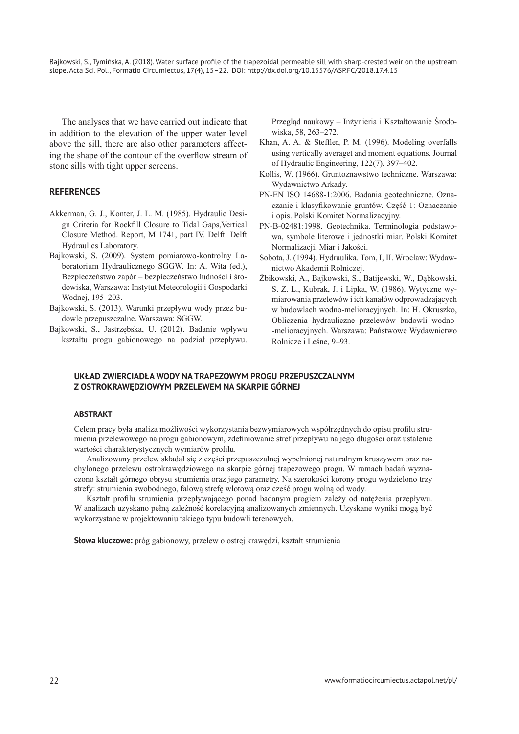The analyses that we have carried out indicate that in addition to the elevation of the upper water level above the sill, there are also other parameters affecting the shape of the contour of the overflow stream of stone sills with tight upper screens.

## REFERENCES

Akkerman, G. J., Konter, J. L. M. (1985). Hydraulic Design Criteria for Rockfill Closure to Tidal Gaps,Vertical Closure Method. Report, M 1741, part IV. Delft: Delft Hydraulics Laboratory.

Bajkowski, S. (2009). System pomiarowo-kontrolny Laboratorium Hydraulicznego SGGW. In: A. Wita (ed.), Bezpieczeństwo zapór – bezpieczeństwo ludności i środowiska, Warszawa: Instytut Meteorologii i Gospodarki Wodnej, 195–203.

Bajkowski, S. (2013). Warunki przepływu wody przez budowle przepuszczalne. Warszawa: SGGW.

Bajkowski, S., Jastrzębska, U. (2012). Badanie wpływu kształtu progu gabionowego na podział przepływu. Przegląd naukowy – Inżynieria i Kształtowanie Środowiska, 58, 263–272.

Khan, A. A. & Steffler, P. M. (1996). Modeling overfalls using vertically averaget and moment equations. Journal of Hydraulic Engineering, 122(7), 397–402.

Kollis, W. (1966). Gruntoznawstwo techniczne. Warszawa: Wydawnictwo Arkady.

PN-EN ISO 14688-1:2006. Badania geotechniczne. Oznaczanie i klasyfikowanie gruntów. Część 1: Oznaczanie i opis. Polski Komitet Normalizacyjny.

PN-B-02481:1998. Geotechnika. Terminologia podstawowa, symbole literowe i jednostki miar. Polski Komitet Normalizacji, Miar i Jakości.

Sobota, J. (1994). Hydraulika. Tom, I, II. Wrocław: Wydawnictwo Akademii Rolniczej.

Żbikowski, A., Bajkowski, S., Batijewski, W., Dąbkowski, S. Z. L., Kubrak, J. i Lipka, W. (1986). Wytyczne wymiarowania przelewów i ich kanałów odprowadzających w budowlach wodno-melioracyjnych. In: H. Okruszko, Obliczenia hydrauliczne przelewów budowli wodno-melioracyjnych. Warszawa: Państwowe Wydawnictwo Rolnicze i Leśne, 9–93.

## UKŁAD ZWIERCIADŁA WODY NA TRAPEZOWYM PROGU PRZEPUSZCZALNYM Z OSTROKRAWĘDZIOWYM PRZELEWEM NA SKARPIE GÓRNEJ

### ABSTRAKT

Celem pracy była analiza możliwości wykorzystania bezwymiarowych współrzędnych do opisu profilu strumienia przelewowego na progu gabionowym, zdefiniowanie stref przepływu na jego długości oraz ustalenie wartości charakterystycznych wymiarów profilu.

Analizowany przelew składał się z części przepuszczalnej wypełnionej naturalnym kruszywem oraz nachylonego przelewu ostrokrawędziowego na skarpie górnej trapezowego progu. W ramach badań wyznaczono kształt górnego obrysu strumienia oraz jego parametry. Na szerokości korony progu wydzielono trzy strefy: strumienia swobodnego, falową strefę wlotową oraz cześć progu wolną od wody.

Kształt profilu strumienia przepływającego ponad badanym progiem zależy od natężenia przepływu. W analizach uzyskano pełną zależność korelacyjną analizowanych zmiennych. Uzyskane wyniki mogą być wykorzystane w projektowaniu takiego typu budowli terenowych.

**Słowa kluczowe:** próg gabionowy, przelew o ostrej krawędzi, kształt strumienia